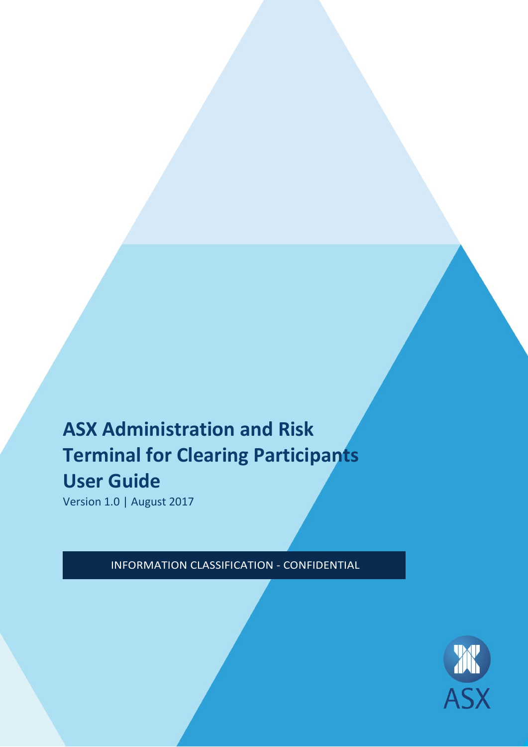# ASX Administration and Risk Terminal for Clearing Participants User Guide

Version 1.0 | August 2017

INFORMATION CLASSIFICATION - CONFIDENTIAL

ASX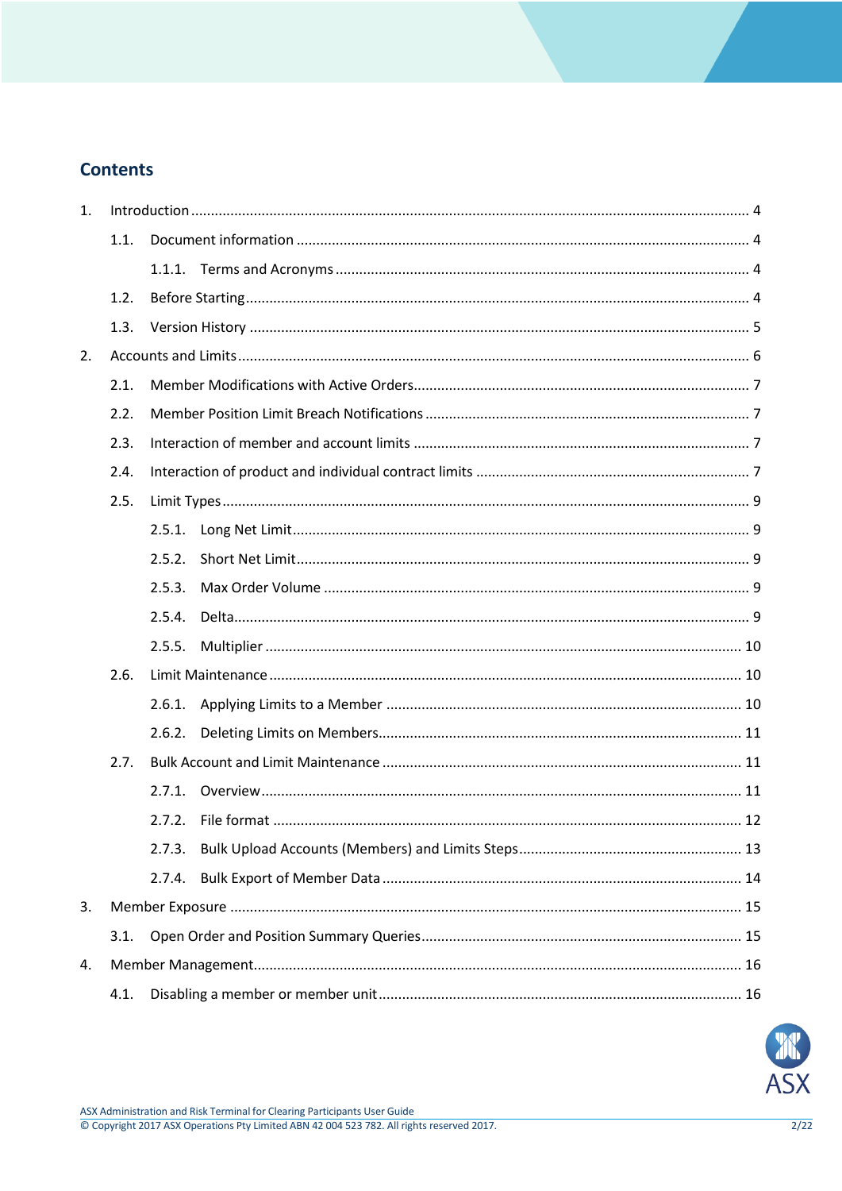## Contents

1. Introduction ........ 4
    - 1.1. Document information ........ 4
        - 1.1.1. Terms and Acronyms ........ 4
    - 1.2. Before Starting ........ 4
    - 1.3. Version History ........ 5
2. Accounts and Limits ........ 6
    - 2.1. Member Modifications with Active Orders ........ 7
    - 2.2. Member Position Limit Breach Notifications ........ 7
    - 2.3. Interaction of member and account limits ........ 7
    - 2.4. Interaction of product and individual contract limits ........ 7
    - 2.5. Limit Types ........ 9
        - 2.5.1. Long Net Limit ........ 9
        - 2.5.2. Short Net Limit ........ 9
        - 2.5.3. Max Order Volume ........ 9
        - 2.5.4. Delta ........ 9
        - 2.5.5. Multiplier ........ 10
    - 2.6. Limit Maintenance ........ 10
        - 2.6.1. Applying Limits to a Member ........ 10
        - 2.6.2. Deleting Limits on Members ........ 11
    - 2.7. Bulk Account and Limit Maintenance ........ 11
        - 2.7.1. Overview ........ 11
        - 2.7.2. File format ........ 12
        - 2.7.3. Bulk Upload Accounts (Members) and Limits Steps ........ 13
        - 2.7.4. Bulk Export of Member Data ........ 14
3. Member Exposure ........ 15
    - 3.1. Open Order and Position Summary Queries ........ 15
4. Member Management ........ 16
    - 4.1. Disabling a member or member unit ........ 16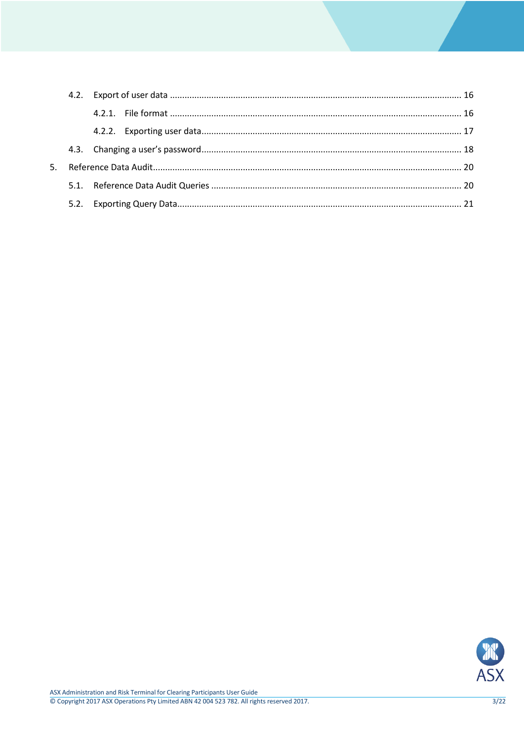- 4.2. Export of user data ...................................................................................................................... 16
  - 4.2.1. File format ...................................................................................................................... 16
  - 4.2.2. Exporting user data......................................................................................................... 17
- 4.3. Changing a user's password......................................................................................................... 18

5. Reference Data Audit............................................................................................................................ 20
   - 5.1. Reference Data Audit Queries ..................................................................................................... 20
   - 5.2. Exporting Query Data................................................................................................................... 21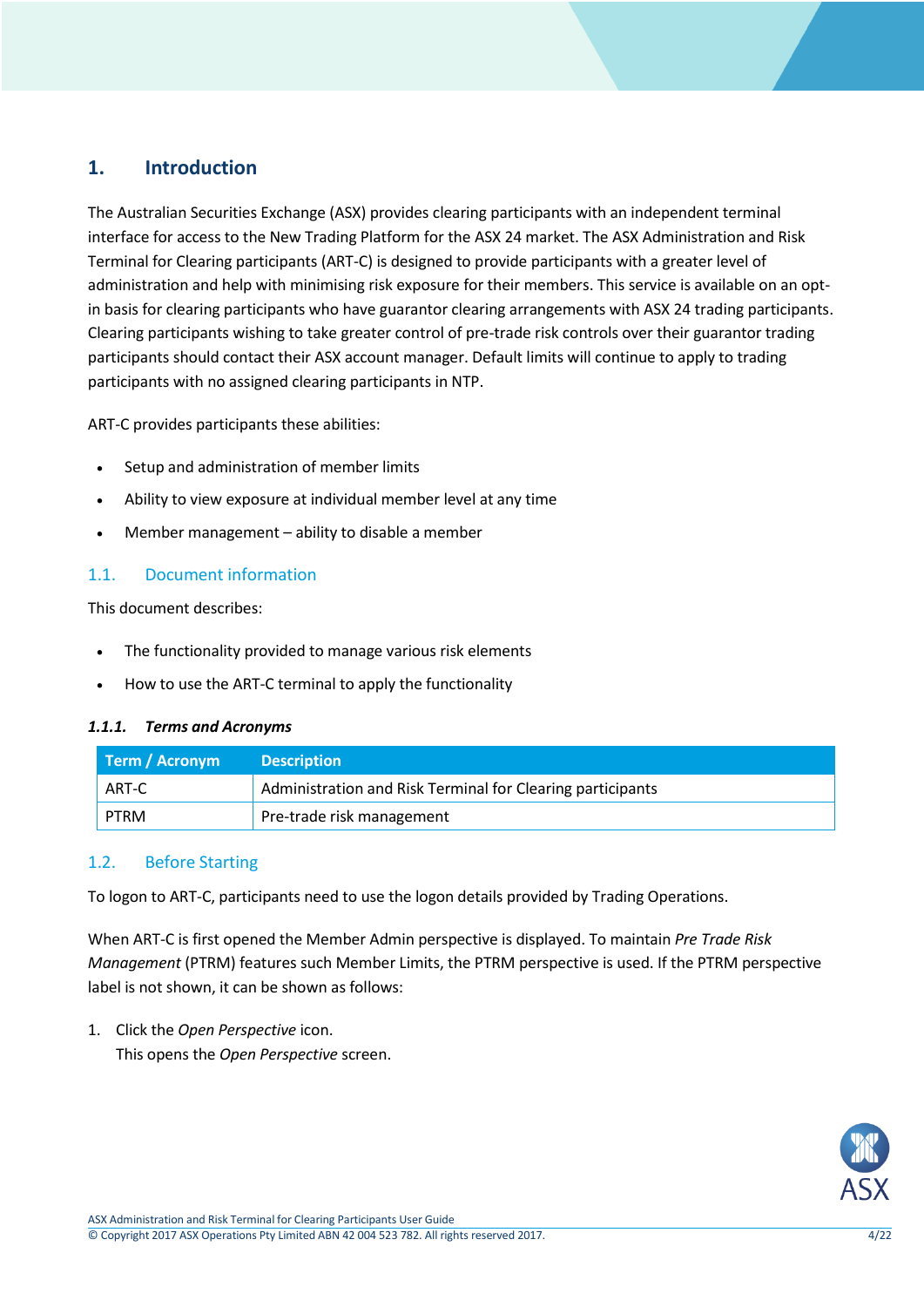# 1. Introduction

The Australian Securities Exchange (ASX) provides clearing participants with an independent terminal interface for access to the New Trading Platform for the ASX 24 market. The ASX Administration and Risk Terminal for Clearing participants (ART-C) is designed to provide participants with a greater level of administration and help with minimising risk exposure for their members. This service is available on an opt-in basis for clearing participants who have guarantor clearing arrangements with ASX 24 trading participants. Clearing participants wishing to take greater control of pre-trade risk controls over their guarantor trading participants should contact their ASX account manager. Default limits will continue to apply to trading participants with no assigned clearing participants in NTP.

ART-C provides participants these abilities:

- Setup and administration of member limits
- Ability to view exposure at individual member level at any time
- Member management – ability to disable a member

## 1.1. Document information

This document describes:

- The functionality provided to manage various risk elements
- How to use the ART-C terminal to apply the functionality

### *1.1.1. Terms and Acronyms*

| Term / Acronym | Description |
|---|---|
| ART-C | Administration and Risk Terminal for Clearing participants |
| PTRM | Pre-trade risk management |

## 1.2. Before Starting

To logon to ART-C, participants need to use the logon details provided by Trading Operations.

When ART-C is first opened the Member Admin perspective is displayed. To maintain *Pre Trade Risk Management* (PTRM) features such Member Limits, the PTRM perspective is used. If the PTRM perspective label is not shown, it can be shown as follows:

1. Click the *Open Perspective* icon.
   This opens the *Open Perspective* screen.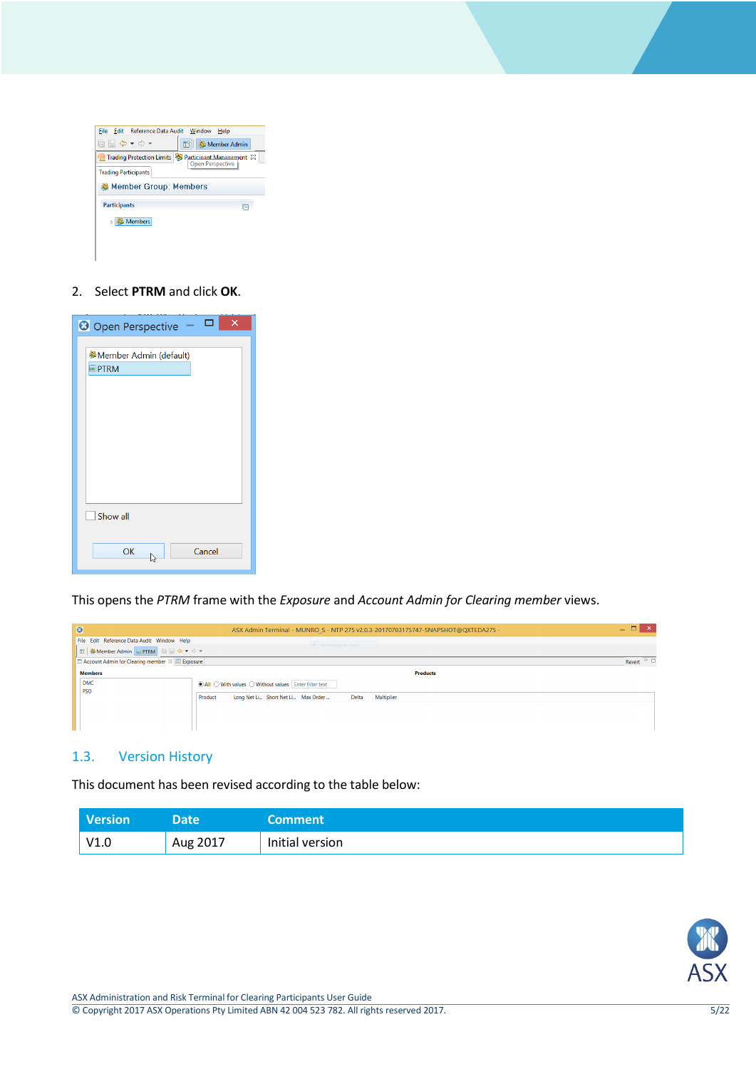2. Select **PTRM** and click **OK**.

This opens the *PTRM* frame with the *Exposure* and *Account Admin for Clearing member* views.

## 1.3. Version History

This document has been revised according to the table below:

| Version | Date | Comment |
|---|---|---|
| V1.0 | Aug 2017 | Initial version |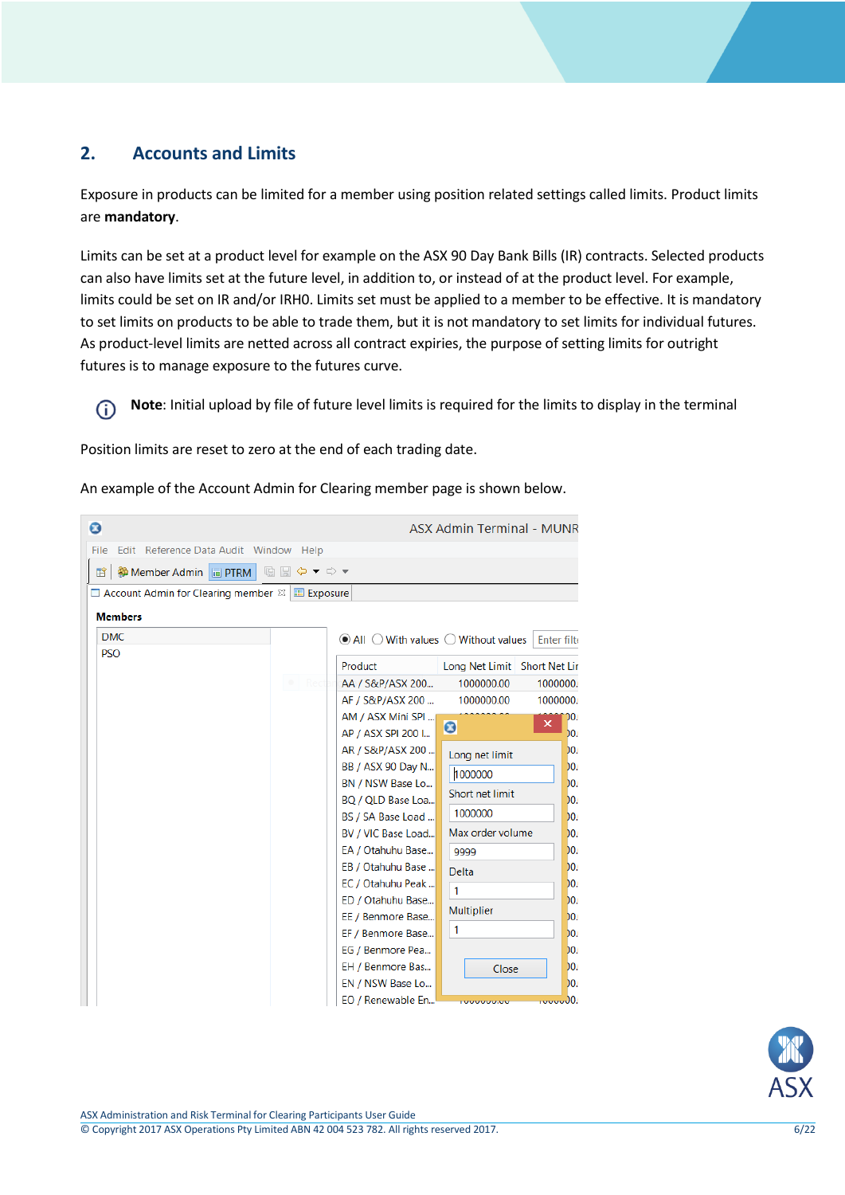## 2. Accounts and Limits

Exposure in products can be limited for a member using position related settings called limits. Product limits are **mandatory**.

Limits can be set at a product level for example on the ASX 90 Day Bank Bills (IR) contracts. Selected products can also have limits set at the future level, in addition to, or instead of at the product level. For example, limits could be set on IR and/or IRH0. Limits set must be applied to a member to be effective. It is mandatory to set limits on products to be able to trade them, but it is not mandatory to set limits for individual futures. As product-level limits are netted across all contract expiries, the purpose of setting limits for outright futures is to manage exposure to the futures curve.

**Note**: Initial upload by file of future level limits is required for the limits to display in the terminal

Position limits are reset to zero at the end of each trading date.

An example of the Account Admin for Clearing member page is shown below.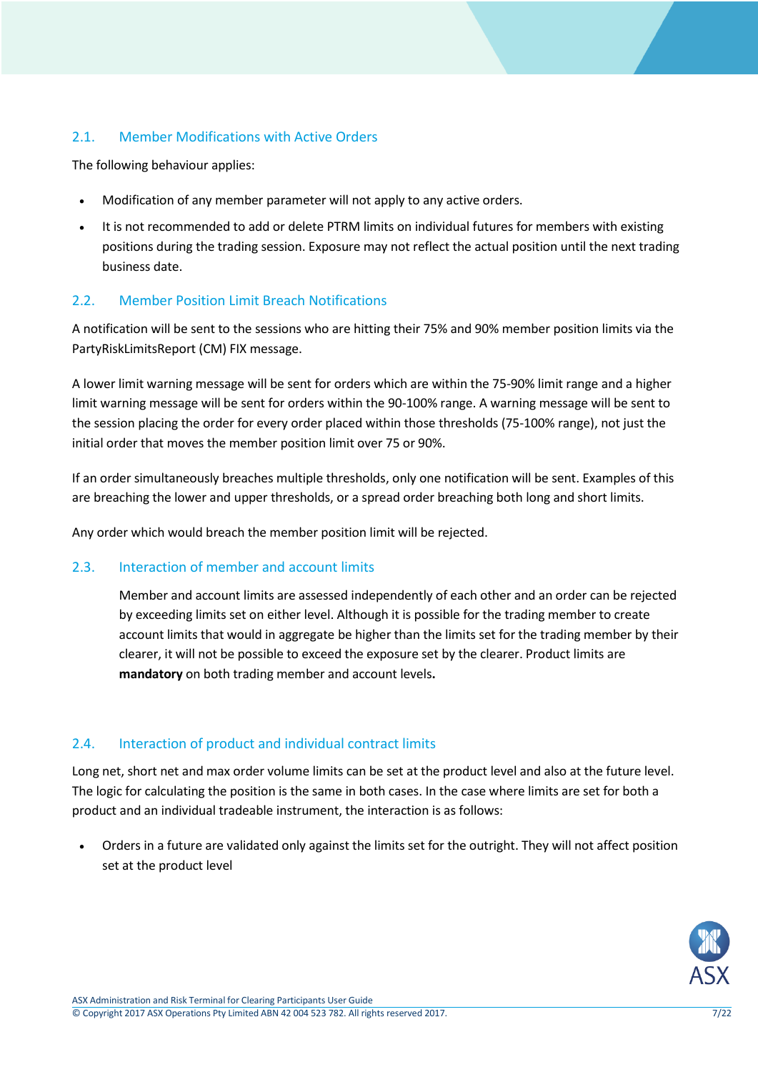## 2.1. Member Modifications with Active Orders

The following behaviour applies:

- Modification of any member parameter will not apply to any active orders.
- It is not recommended to add or delete PTRM limits on individual futures for members with existing positions during the trading session. Exposure may not reflect the actual position until the next trading business date.

## 2.2. Member Position Limit Breach Notifications

A notification will be sent to the sessions who are hitting their 75% and 90% member position limits via the PartyRiskLimitsReport (CM) FIX message.

A lower limit warning message will be sent for orders which are within the 75-90% limit range and a higher limit warning message will be sent for orders within the 90-100% range. A warning message will be sent to the session placing the order for every order placed within those thresholds (75-100% range), not just the initial order that moves the member position limit over 75 or 90%.

If an order simultaneously breaches multiple thresholds, only one notification will be sent. Examples of this are breaching the lower and upper thresholds, or a spread order breaching both long and short limits.

Any order which would breach the member position limit will be rejected.

## 2.3. Interaction of member and account limits

Member and account limits are assessed independently of each other and an order can be rejected by exceeding limits set on either level. Although it is possible for the trading member to create account limits that would in aggregate be higher than the limits set for the trading member by their clearer, it will not be possible to exceed the exposure set by the clearer. Product limits are **mandatory** on both trading member and account levels**.**

## 2.4. Interaction of product and individual contract limits

Long net, short net and max order volume limits can be set at the product level and also at the future level. The logic for calculating the position is the same in both cases. In the case where limits are set for both a product and an individual tradeable instrument, the interaction is as follows:

- Orders in a future are validated only against the limits set for the outright. They will not affect position set at the product level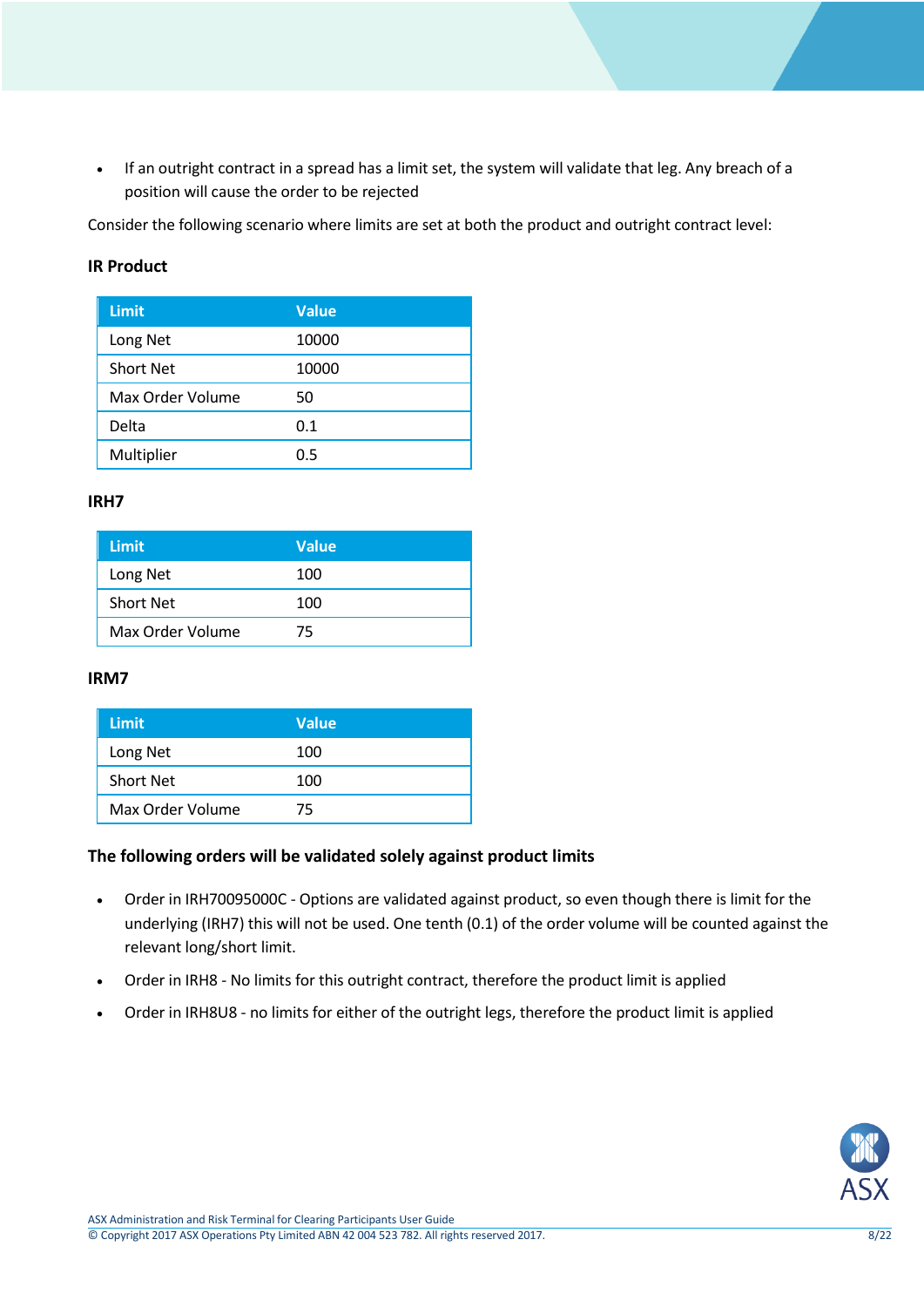- If an outright contract in a spread has a limit set, the system will validate that leg. Any breach of a position will cause the order to be rejected

Consider the following scenario where limits are set at both the product and outright contract level:

**IR Product**

| Limit | Value |
|---|---|
| Long Net | 10000 |
| Short Net | 10000 |
| Max Order Volume | 50 |
| Delta | 0.1 |
| Multiplier | 0.5 |

**IRH7**

| Limit | Value |
|---|---|
| Long Net | 100 |
| Short Net | 100 |
| Max Order Volume | 75 |

**IRM7**

| Limit | Value |
|---|---|
| Long Net | 100 |
| Short Net | 100 |
| Max Order Volume | 75 |

**The following orders will be validated solely against product limits**

- Order in IRH70095000C - Options are validated against product, so even though there is limit for the underlying (IRH7) this will not be used. One tenth (0.1) of the order volume will be counted against the relevant long/short limit.
- Order in IRH8 - No limits for this outright contract, therefore the product limit is applied
- Order in IRH8U8 - no limits for either of the outright legs, therefore the product limit is applied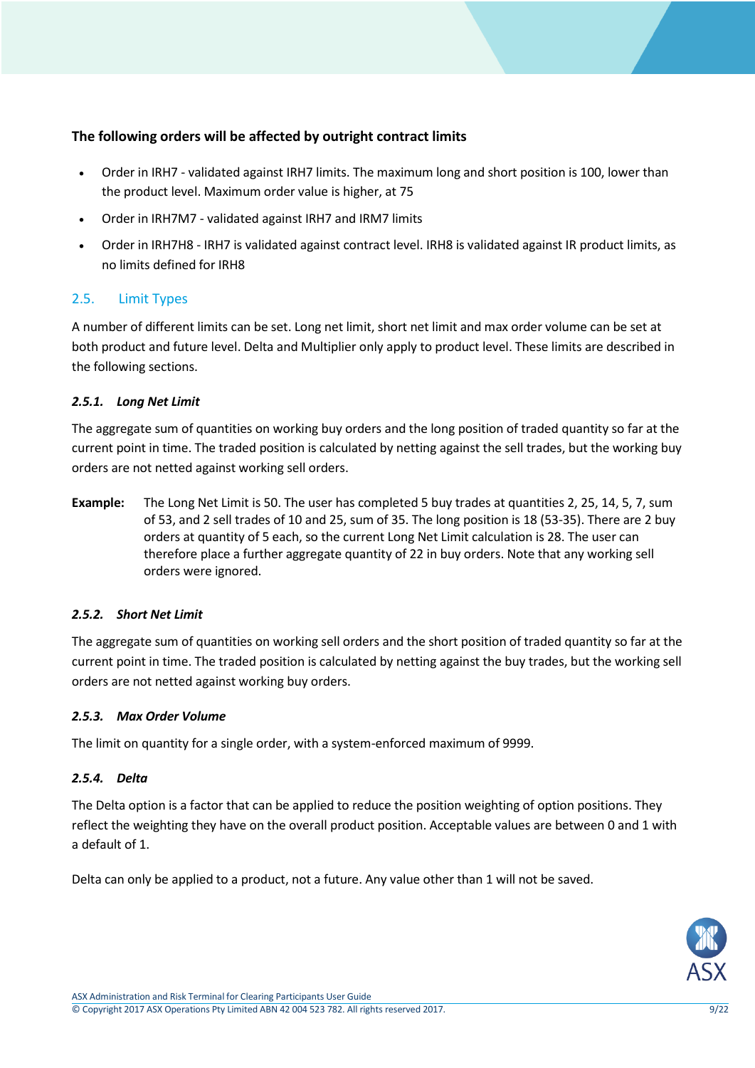**The following orders will be affected by outright contract limits**

- Order in IRH7 - validated against IRH7 limits. The maximum long and short position is 100, lower than the product level. Maximum order value is higher, at 75
- Order in IRH7M7 - validated against IRH7 and IRM7 limits
- Order in IRH7H8 - IRH7 is validated against contract level. IRH8 is validated against IR product limits, as no limits defined for IRH8

## 2.5. Limit Types

A number of different limits can be set. Long net limit, short net limit and max order volume can be set at both product and future level. Delta and Multiplier only apply to product level. These limits are described in the following sections.

### *2.5.1. Long Net Limit*

The aggregate sum of quantities on working buy orders and the long position of traded quantity so far at the current point in time. The traded position is calculated by netting against the sell trades, but the working buy orders are not netted against working sell orders.

**Example:** The Long Net Limit is 50. The user has completed 5 buy trades at quantities 2, 25, 14, 5, 7, sum of 53, and 2 sell trades of 10 and 25, sum of 35. The long position is 18 (53-35). There are 2 buy orders at quantity of 5 each, so the current Long Net Limit calculation is 28. The user can therefore place a further aggregate quantity of 22 in buy orders. Note that any working sell orders were ignored.

### *2.5.2. Short Net Limit*

The aggregate sum of quantities on working sell orders and the short position of traded quantity so far at the current point in time. The traded position is calculated by netting against the buy trades, but the working sell orders are not netted against working buy orders.

### *2.5.3. Max Order Volume*

The limit on quantity for a single order, with a system-enforced maximum of 9999.

### *2.5.4. Delta*

The Delta option is a factor that can be applied to reduce the position weighting of option positions. They reflect the weighting they have on the overall product position. Acceptable values are between 0 and 1 with a default of 1.

Delta can only be applied to a product, not a future. Any value other than 1 will not be saved.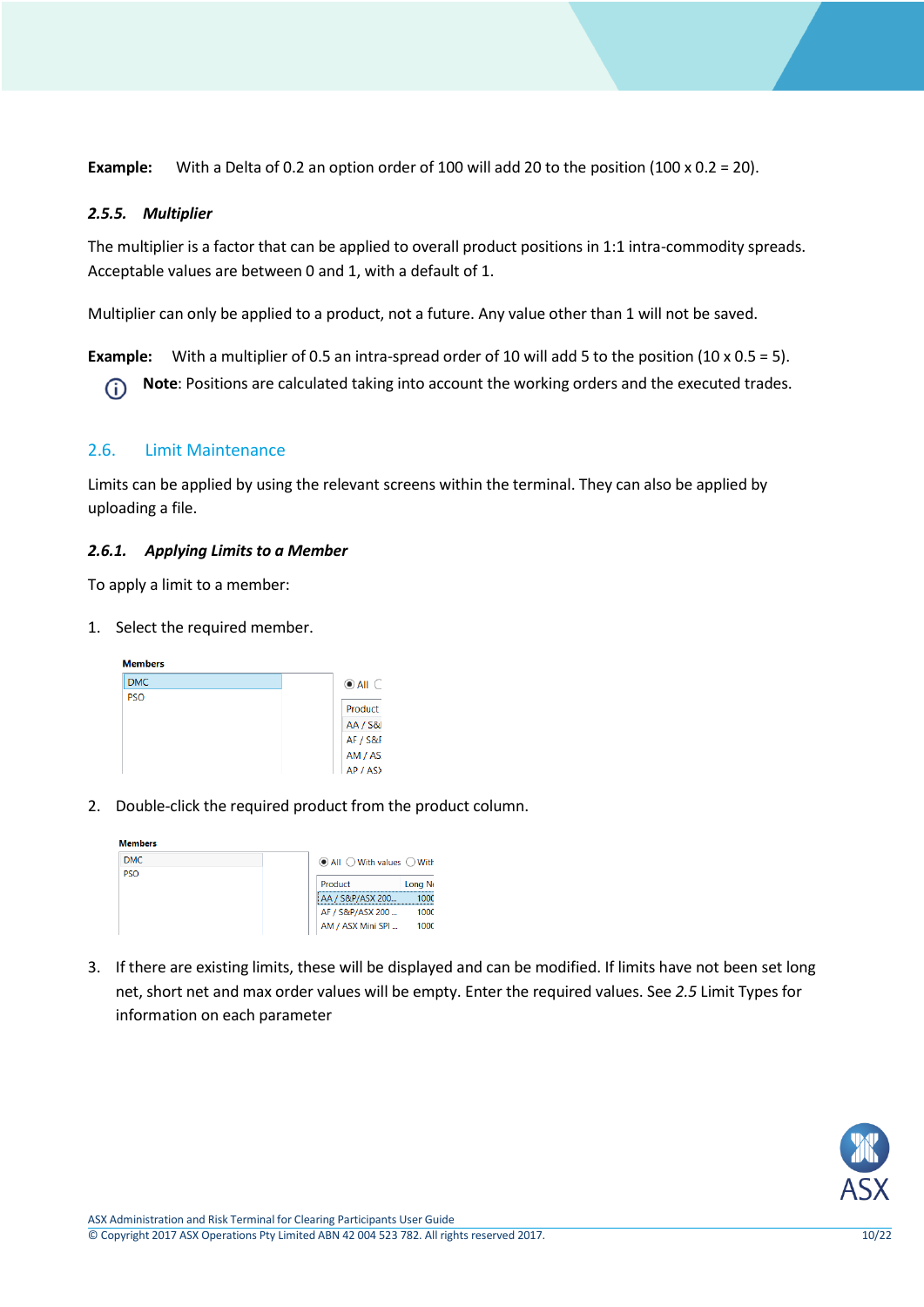**Example:** With a Delta of 0.2 an option order of 100 will add 20 to the position (100 x 0.2 = 20).

#### 2.5.5. *Multiplier*

The multiplier is a factor that can be applied to overall product positions in 1:1 intra-commodity spreads. Acceptable values are between 0 and 1, with a default of 1.

Multiplier can only be applied to a product, not a future. Any value other than 1 will not be saved.

**Example:** With a multiplier of 0.5 an intra-spread order of 10 will add 5 to the position (10 x 0.5 = 5).

**Note**: Positions are calculated taking into account the working orders and the executed trades.

## 2.6. Limit Maintenance

Limits can be applied by using the relevant screens within the terminal. They can also be applied by uploading a file.

#### 2.6.1. *Applying Limits to a Member*

To apply a limit to a member:

1. Select the required member.

2. Double-click the required product from the product column.

3. If there are existing limits, these will be displayed and can be modified. If limits have not been set long net, short net and max order values will be empty. Enter the required values. See *2.5* Limit Types for information on each parameter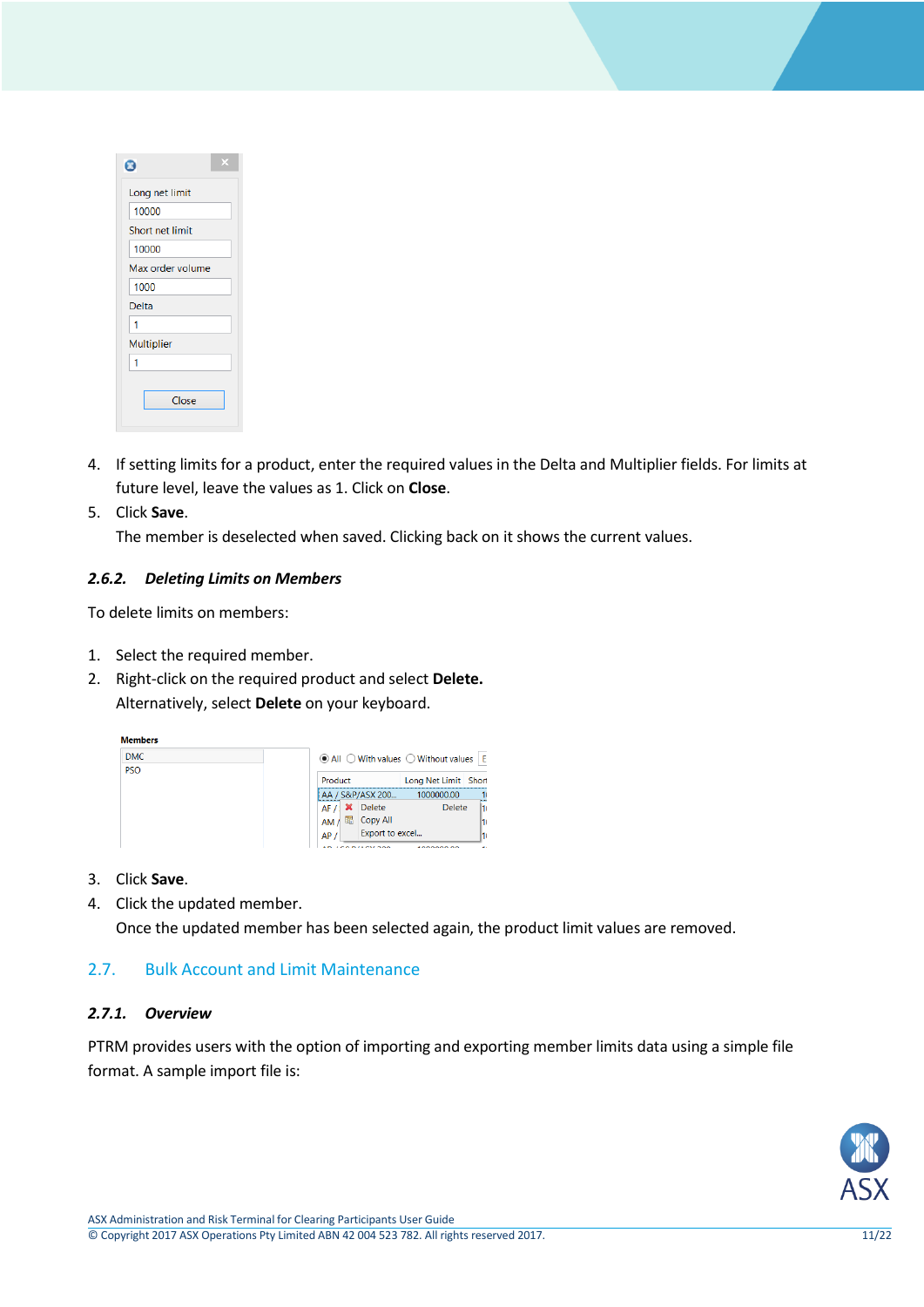4. If setting limits for a product, enter the required values in the Delta and Multiplier fields. For limits at future level, leave the values as 1. Click on **Close**.
5. Click **Save**.
   The member is deselected when saved. Clicking back on it shows the current values.

### *2.6.2. Deleting Limits on Members*

To delete limits on members:

1. Select the required member.
2. Right-click on the required product and select **Delete.**
   Alternatively, select **Delete** on your keyboard.
3. Click **Save**.
4. Click the updated member.
   Once the updated member has been selected again, the product limit values are removed.

## 2.7. Bulk Account and Limit Maintenance

### *2.7.1. Overview*

PTRM provides users with the option of importing and exporting member limits data using a simple file format. A sample import file is: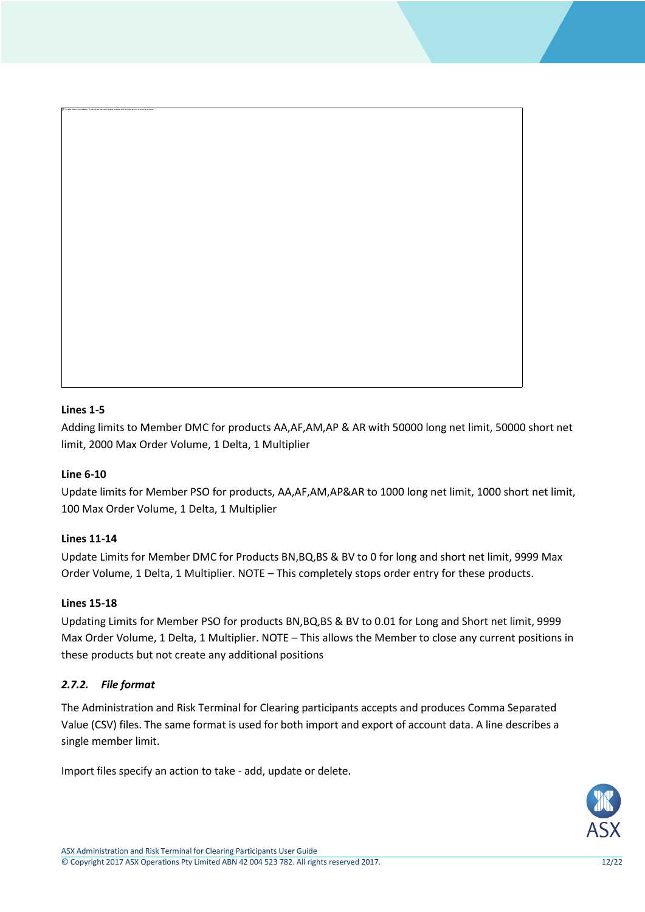**Lines 1-5**

Adding limits to Member DMC for products AA,AF,AM,AP & AR with 50000 long net limit, 50000 short net limit, 2000 Max Order Volume, 1 Delta, 1 Multiplier

**Line 6-10**

Update limits for Member PSO for products, AA,AF,AM,AP&AR to 1000 long net limit, 1000 short net limit, 100 Max Order Volume, 1 Delta, 1 Multiplier

**Lines 11-14**

Update Limits for Member DMC for Products BN,BQ,BS & BV to 0 for long and short net limit, 9999 Max Order Volume, 1 Delta, 1 Multiplier. NOTE – This completely stops order entry for these products.

**Lines 15-18**

Updating Limits for Member PSO for products BN,BQ,BS & BV to 0.01 for Long and Short net limit, 9999 Max Order Volume, 1 Delta, 1 Multiplier. NOTE – This allows the Member to close any current positions in these products but not create any additional positions

### *2.7.2. File format*

The Administration and Risk Terminal for Clearing participants accepts and produces Comma Separated Value (CSV) files. The same format is used for both import and export of account data. A line describes a single member limit.

Import files specify an action to take - add, update or delete.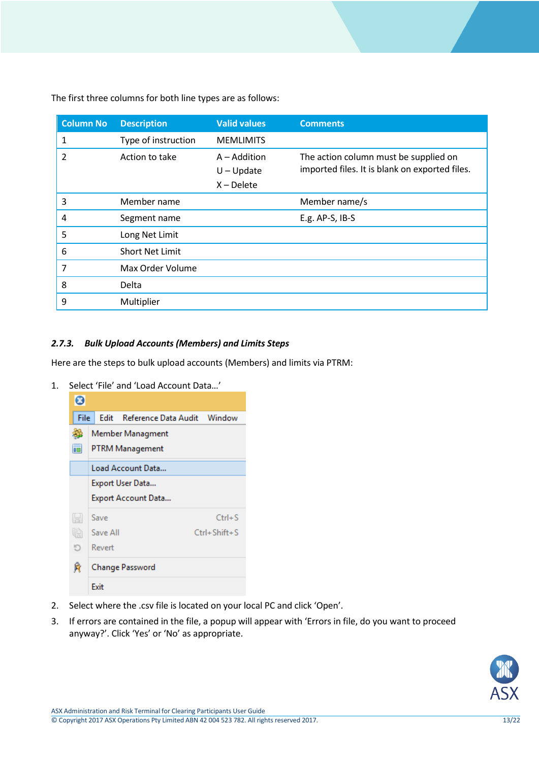The first three columns for both line types are as follows:

| Column No | Description | Valid values | Comments |
|---|---|---|---|
| 1 | Type of instruction | MEMLIMITS | |
| 2 | Action to take | A – Addition<br>U – Update<br>X – Delete | The action column must be supplied on imported files. It is blank on exported files. |
| 3 | Member name | | Member name/s |
| 4 | Segment name | | E.g. AP-S, IB-S |
| 5 | Long Net Limit | | |
| 6 | Short Net Limit | | |
| 7 | Max Order Volume | | |
| 8 | Delta | | |
| 9 | Multiplier | | |

### *2.7.3. Bulk Upload Accounts (Members) and Limits Steps*

Here are the steps to bulk upload accounts (Members) and limits via PTRM:

1. Select 'File' and 'Load Account Data…'

   File | Edit | Reference Data Audit | Window

   - Member Managment
   - PTRM Management
   - Load Account Data...
   - Export User Data...
   - Export Account Data...
   - Save Ctrl+S
   - Save All Ctrl+Shift+S
   - Revert
   - Change Password
   - Exit

2. Select where the .csv file is located on your local PC and click 'Open'.
3. If errors are contained in the file, a popup will appear with 'Errors in file, do you want to proceed anyway?'. Click 'Yes' or 'No' as appropriate.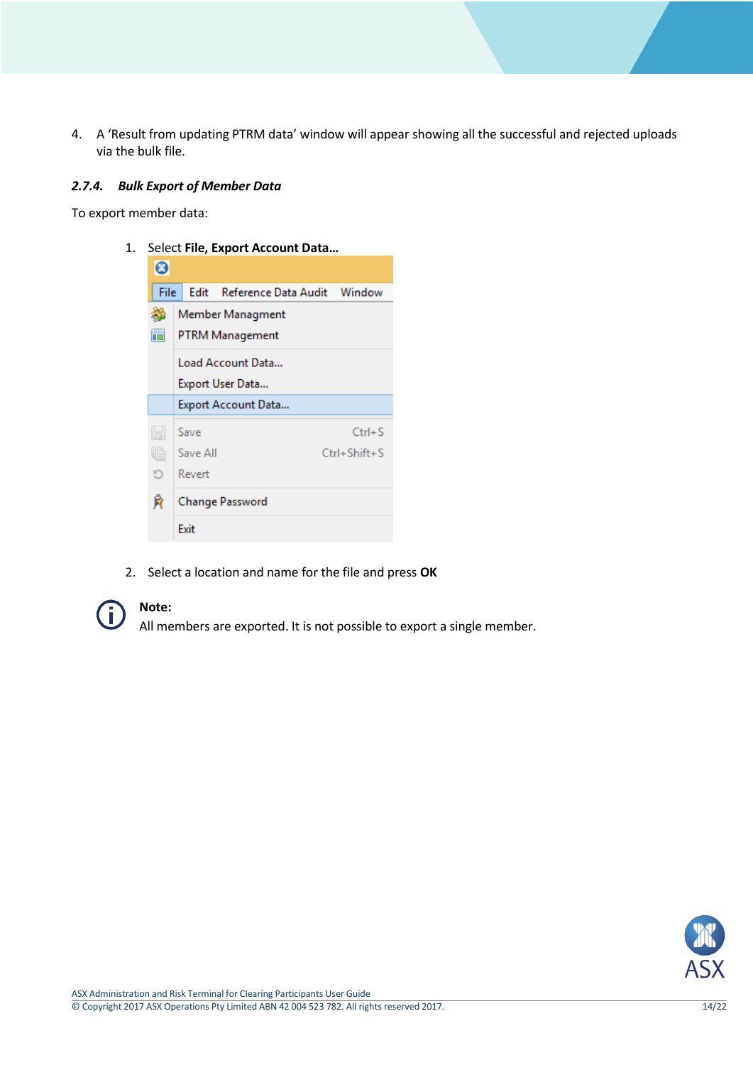4. A 'Result from updating PTRM data' window will appear showing all the successful and rejected uploads via the bulk file.

### *2.7.4. Bulk Export of Member Data*

To export member data:

1. Select **File, Export Account Data…**

2. Select a location and name for the file and press **OK**

**Note:**
All members are exported. It is not possible to export a single member.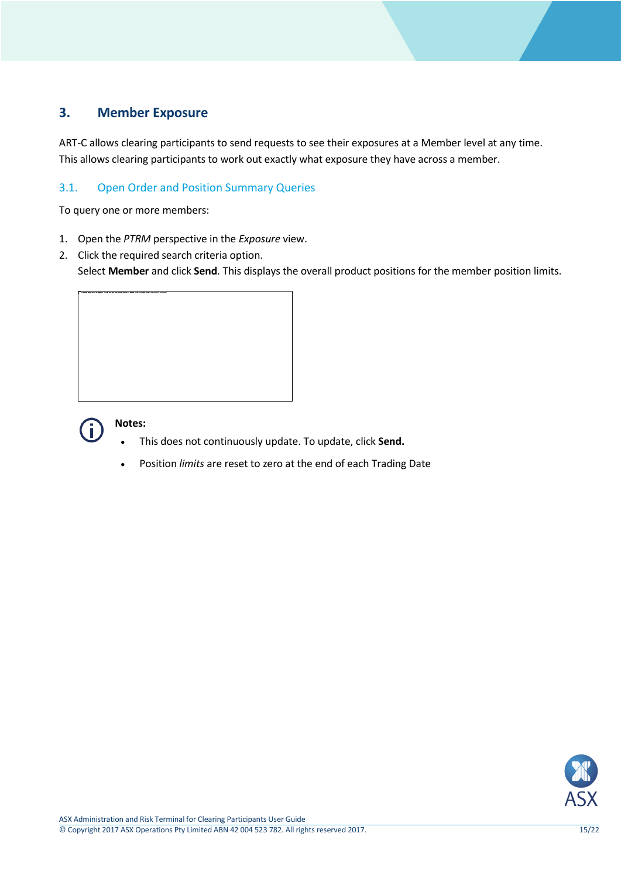# 3. Member Exposure

ART-C allows clearing participants to send requests to see their exposures at a Member level at any time. This allows clearing participants to work out exactly what exposure they have across a member.

## 3.1. Open Order and Position Summary Queries

To query one or more members:

1. Open the *PTRM* perspective in the *Exposure* view.
2. Click the required search criteria option.
   Select **Member** and click **Send**. This displays the overall product positions for the member position limits.

**Notes:**

- This does not continuously update. To update, click **Send.**
- Position *limits* are reset to zero at the end of each Trading Date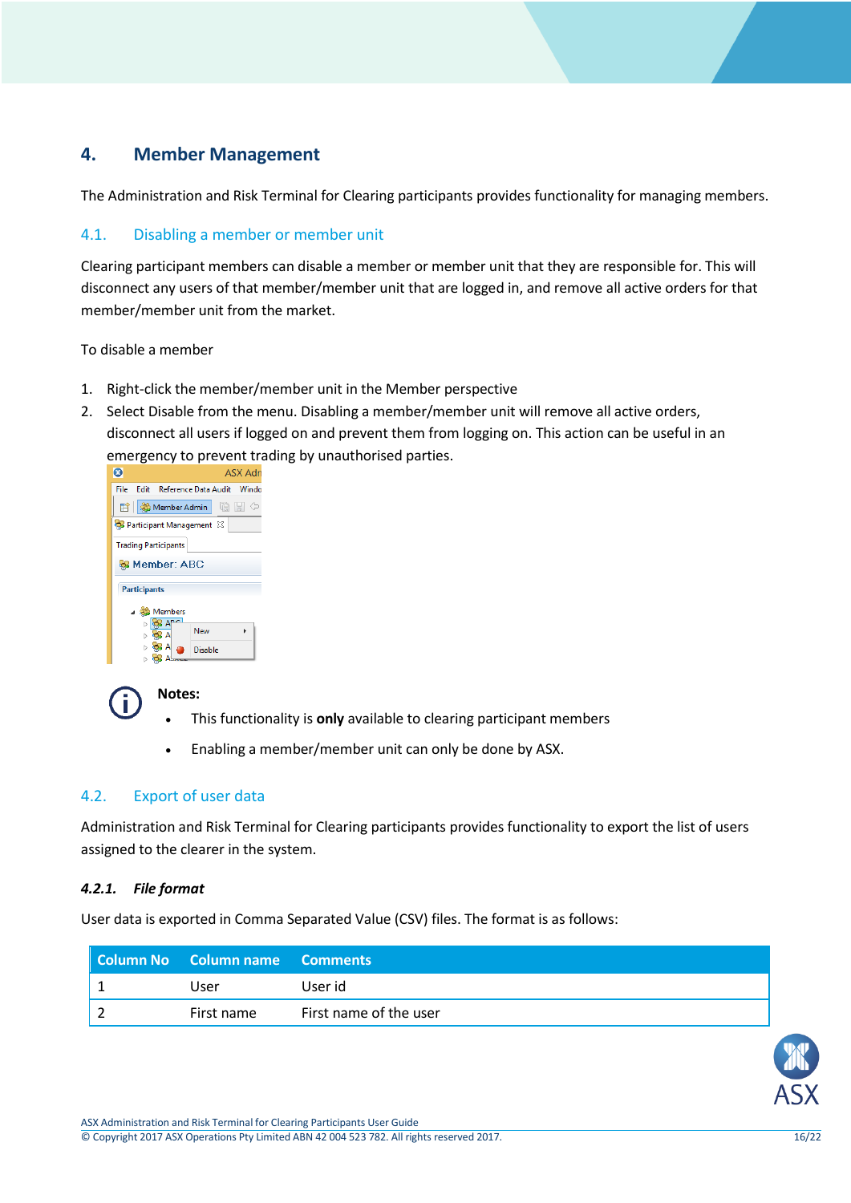# 4. Member Management

The Administration and Risk Terminal for Clearing participants provides functionality for managing members.

## 4.1. Disabling a member or member unit

Clearing participant members can disable a member or member unit that they are responsible for. This will disconnect any users of that member/member unit that are logged in, and remove all active orders for that member/member unit from the market.

To disable a member

1. Right-click the member/member unit in the Member perspective
2. Select Disable from the menu. Disabling a member/member unit will remove all active orders, disconnect all users if logged on and prevent them from logging on. This action can be useful in an emergency to prevent trading by unauthorised parties.

**Notes:**

- This functionality is **only** available to clearing participant members
- Enabling a member/member unit can only be done by ASX.

## 4.2. Export of user data

Administration and Risk Terminal for Clearing participants provides functionality to export the list of users assigned to the clearer in the system.

### *4.2.1. File format*

User data is exported in Comma Separated Value (CSV) files. The format is as follows:

| Column No | Column name | Comments |
|---|---|---|
| 1 | User | User id |
| 2 | First name | First name of the user |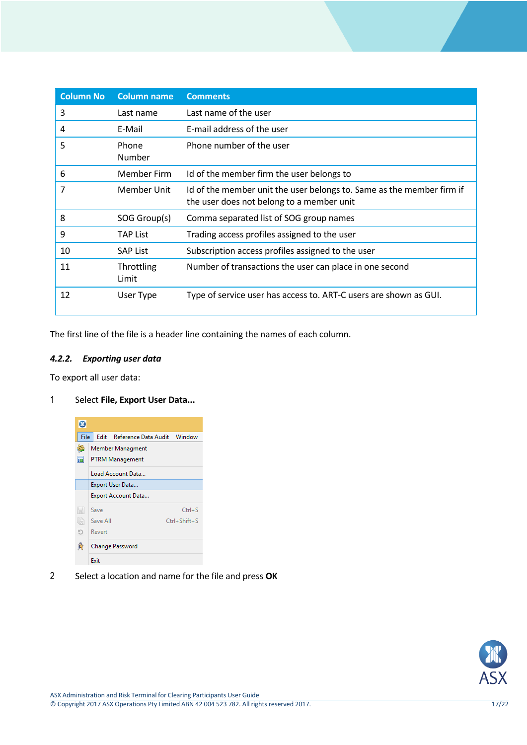| Column No | Column name | Comments |
|---|---|---|
| 3 | Last name | Last name of the user |
| 4 | E-Mail | E-mail address of the user |
| 5 | Phone Number | Phone number of the user |
| 6 | Member Firm | Id of the member firm the user belongs to |
| 7 | Member Unit | Id of the member unit the user belongs to. Same as the member firm if the user does not belong to a member unit |
| 8 | SOG Group(s) | Comma separated list of SOG group names |
| 9 | TAP List | Trading access profiles assigned to the user |
| 10 | SAP List | Subscription access profiles assigned to the user |
| 11 | Throttling Limit | Number of transactions the user can place in one second |
| 12 | User Type | Type of service user has access to. ART-C users are shown as GUI. |

The first line of the file is a header line containing the names of each column.

### *4.2.2. Exporting user data*

To export all user data:

1 Select **File, Export User Data...**

2 Select a location and name for the file and press **OK**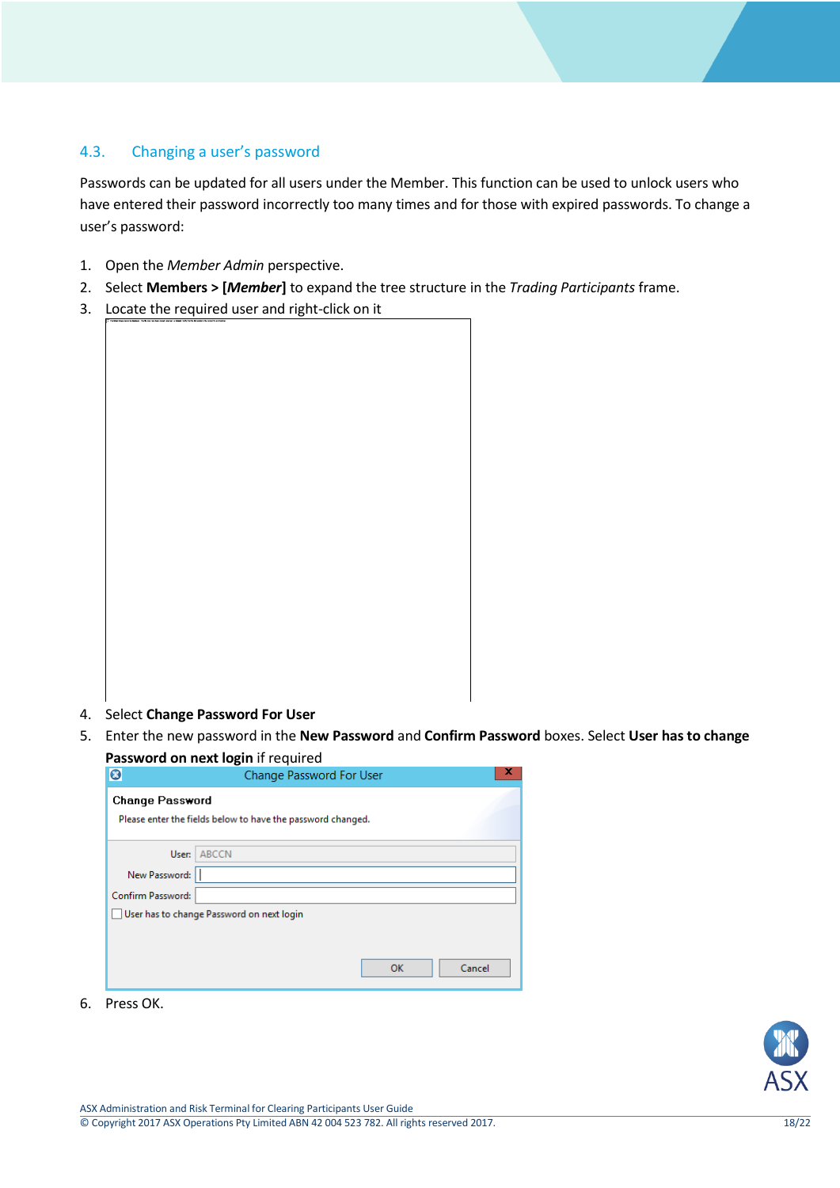## 4.3. Changing a user's password

Passwords can be updated for all users under the Member. This function can be used to unlock users who have entered their password incorrectly too many times and for those with expired passwords. To change a user's password:

1. Open the *Member Admin* perspective.
2. Select **Members > [*Member*]** to expand the tree structure in the *Trading Participants* frame.
3. Locate the required user and right-click on it
4. Select **Change Password For User**
5. Enter the new password in the **New Password** and **Confirm Password** boxes. Select **User has to change Password on next login** if required

   Change Password For User

   **Change Password**

   Please enter the fields below to have the password changed.

   User: ABCCN
   New Password:
   Confirm Password:
   User has to change Password on next login

   OK | Cancel

6. Press OK.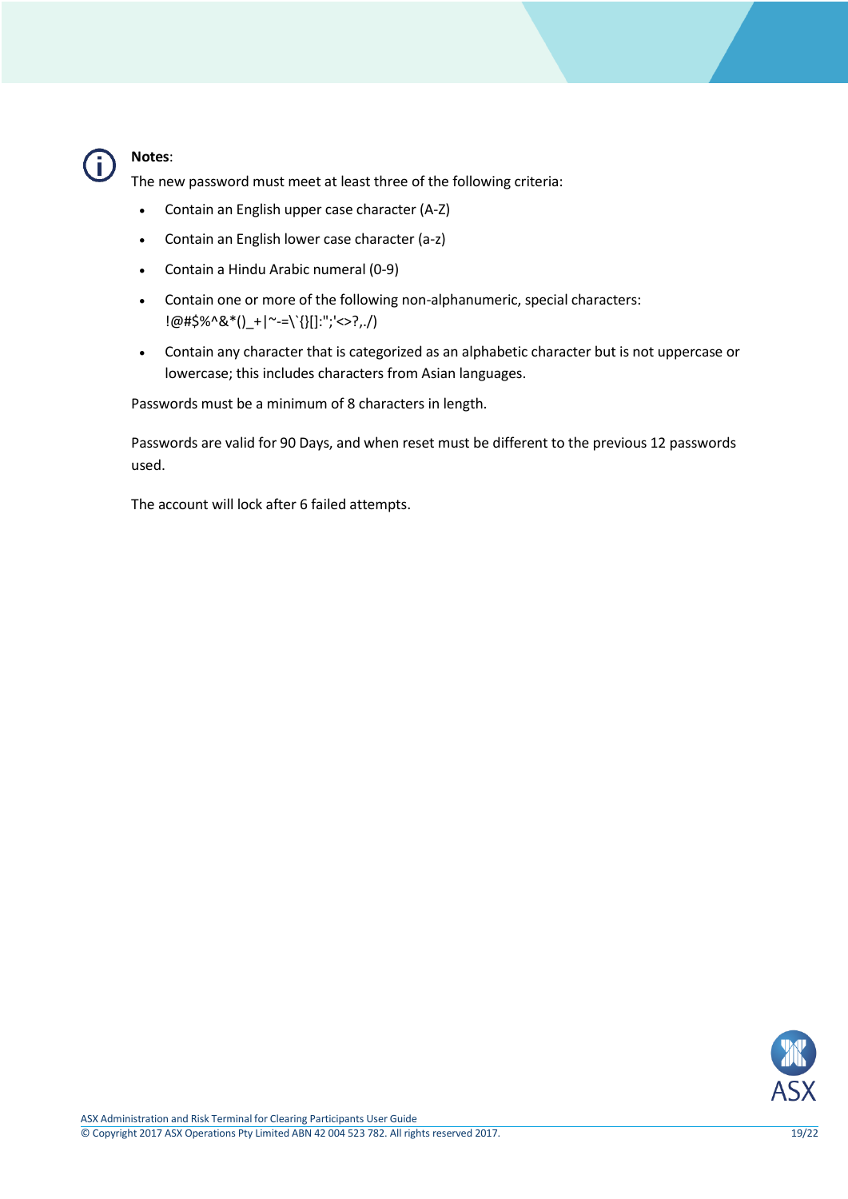**Notes**:

The new password must meet at least three of the following criteria:

- Contain an English upper case character (A-Z)
- Contain an English lower case character (a-z)
- Contain a Hindu Arabic numeral (0-9)
- Contain one or more of the following non-alphanumeric, special characters: !@#$%^&*()_+|~-=\`{}[]:";'<>?,./)
- Contain any character that is categorized as an alphabetic character but is not uppercase or lowercase; this includes characters from Asian languages.

Passwords must be a minimum of 8 characters in length.

Passwords are valid for 90 Days, and when reset must be different to the previous 12 passwords used.

The account will lock after 6 failed attempts.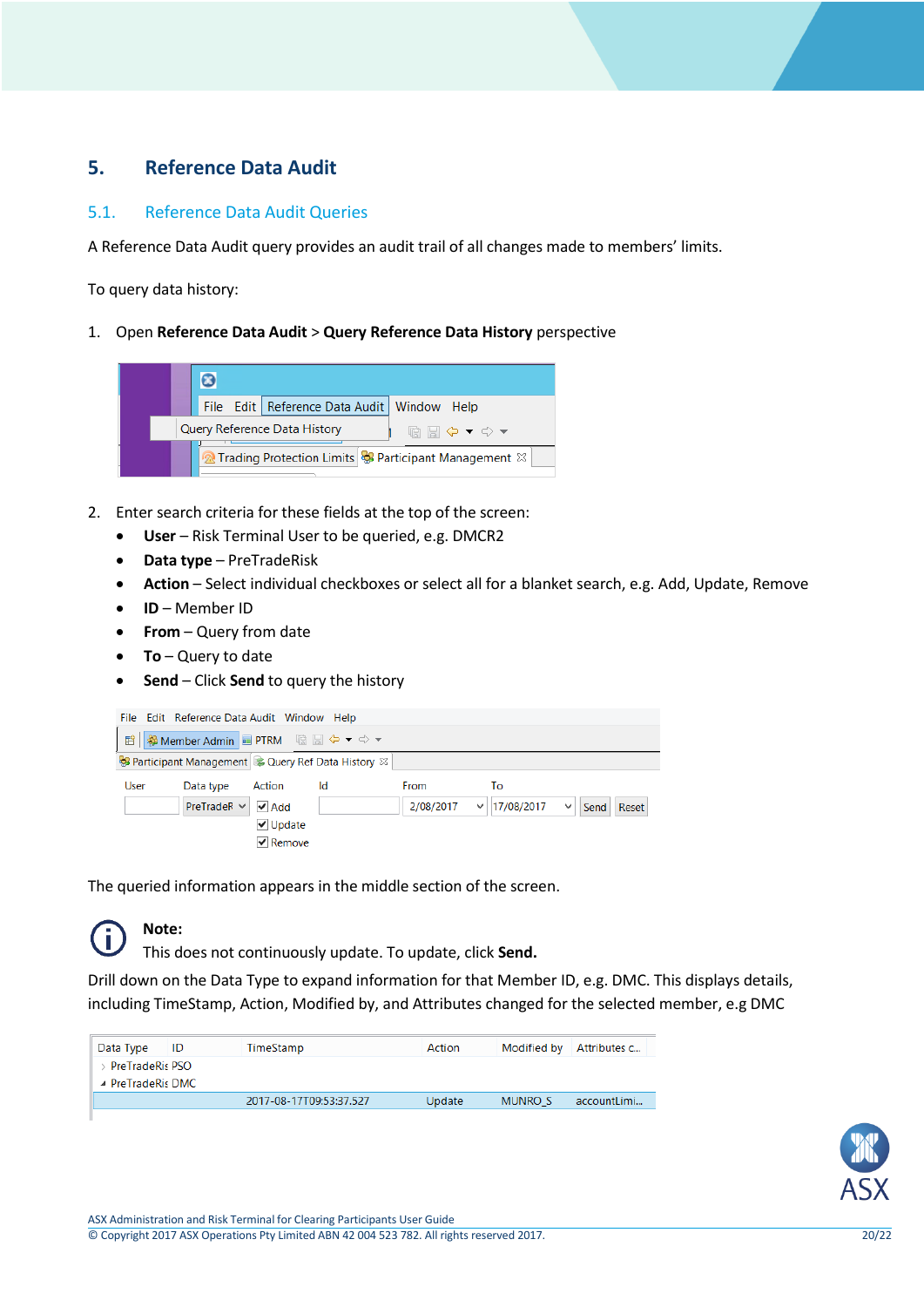# 5. Reference Data Audit

## 5.1. Reference Data Audit Queries

A Reference Data Audit query provides an audit trail of all changes made to members' limits.

To query data history:

1. Open **Reference Data Audit** > **Query Reference Data History** perspective

2. Enter search criteria for these fields at the top of the screen:
   - **User** – Risk Terminal User to be queried, e.g. DMCR2
   - **Data type** – PreTradeRisk
   - **Action** – Select individual checkboxes or select all for a blanket search, e.g. Add, Update, Remove
   - **ID** – Member ID
   - **From** – Query from date
   - **To** – Query to date
   - **Send** – Click **Send** to query the history

The queried information appears in the middle section of the screen.

> **Note:**
> This does not continuously update. To update, click **Send.**

Drill down on the Data Type to expand information for that Member ID, e.g. DMC. This displays details, including TimeStamp, Action, Modified by, and Attributes changed for the selected member, e.g DMC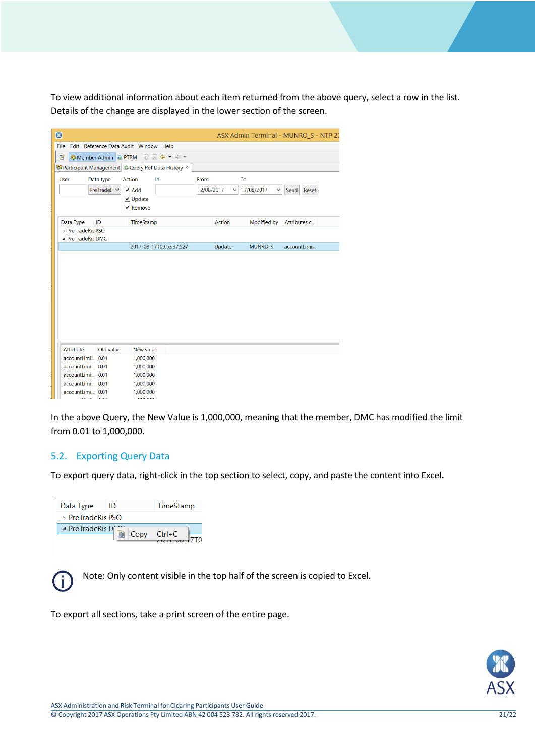To view additional information about each item returned from the above query, select a row in the list. Details of the change are displayed in the lower section of the screen.

In the above Query, the New Value is 1,000,000, meaning that the member, DMC has modified the limit from 0.01 to 1,000,000.

## 5.2. Exporting Query Data

To export query data, right-click in the top section to select, copy, and paste the content into Excel.

Note: Only content visible in the top half of the screen is copied to Excel.

To export all sections, take a print screen of the entire page.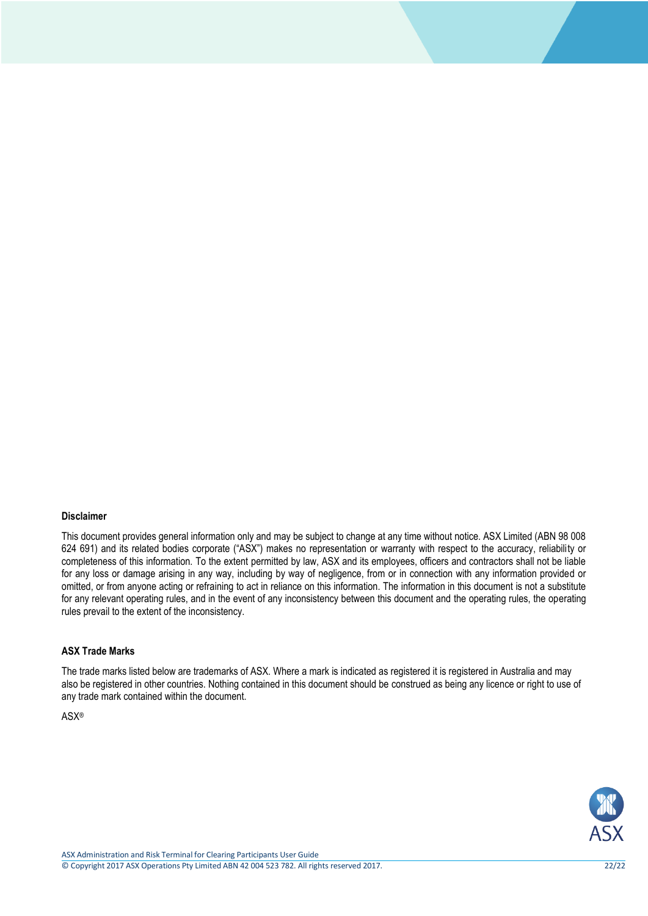**Disclaimer**

This document provides general information only and may be subject to change at any time without notice. ASX Limited (ABN 98 008 624 691) and its related bodies corporate ("ASX") makes no representation or warranty with respect to the accuracy, reliability or completeness of this information. To the extent permitted by law, ASX and its employees, officers and contractors shall not be liable for any loss or damage arising in any way, including by way of negligence, from or in connection with any information provided or omitted, or from anyone acting or refraining to act in reliance on this information. The information in this document is not a substitute for any relevant operating rules, and in the event of any inconsistency between this document and the operating rules, the operating rules prevail to the extent of the inconsistency.

**ASX Trade Marks**

The trade marks listed below are trademarks of ASX. Where a mark is indicated as registered it is registered in Australia and may also be registered in other countries. Nothing contained in this document should be construed as being any licence or right to use of any trade mark contained within the document.

ASX®